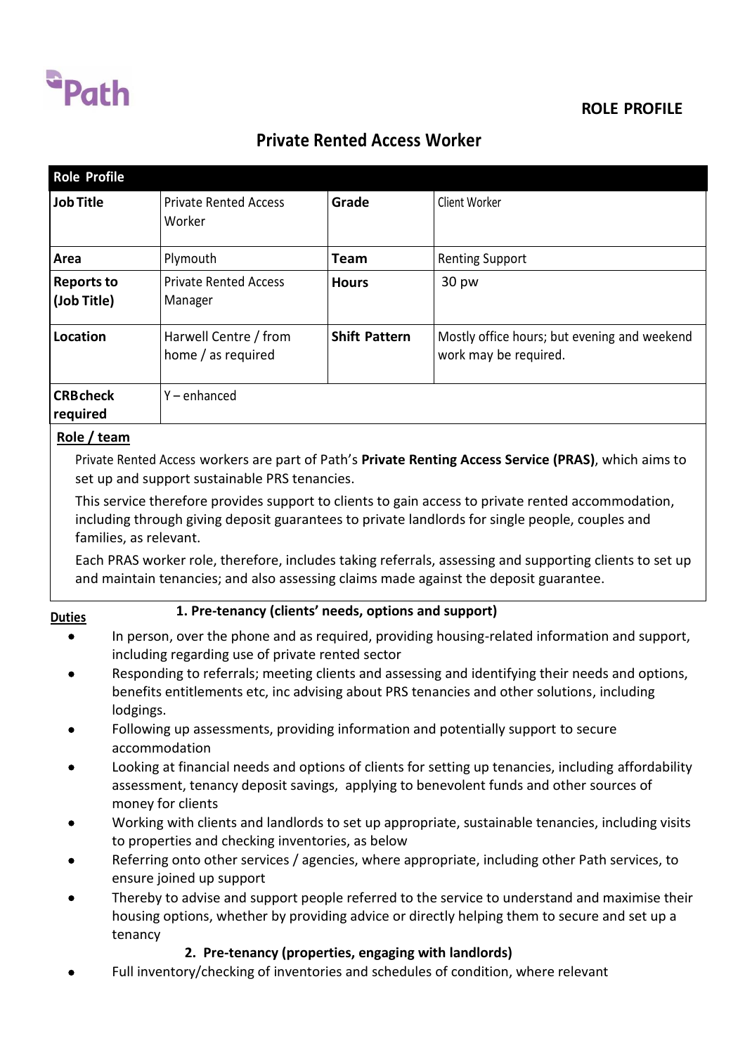Path

**ROLE PROFILE**

# Private Rented Access Worker

| Role Profile | | | |
|---|---|---|---|
| **Job Title** | Private Rented Access Worker | **Grade** | Client Worker |
| **Area** | Plymouth | **Team** | Renting Support |
| **Reports to (Job Title)** | Private Rented Access Manager | **Hours** | 30 pw |
| **Location** | Harwell Centre / from home / as required | **Shift Pattern** | Mostly office hours; but evening and weekend work may be required. |
| **CRB check required** | Y – enhanced | | |

**Role / team**

Private Rented Access workers are part of Path's **Private Renting Access Service (PRAS)**, which aims to set up and support sustainable PRS tenancies.

This service therefore provides support to clients to gain access to private rented accommodation, including through giving deposit guarantees to private landlords for single people, couples and families, as relevant.

Each PRAS worker role, therefore, includes taking referrals, assessing and supporting clients to set up and maintain tenancies; and also assessing claims made against the deposit guarantee.

**Duties**

**1. Pre-tenancy (clients' needs, options and support)**

- In person, over the phone and as required, providing housing-related information and support, including regarding use of private rented sector
- Responding to referrals; meeting clients and assessing and identifying their needs and options, benefits entitlements etc, inc advising about PRS tenancies and other solutions, including lodgings.
- Following up assessments, providing information and potentially support to secure accommodation
- Looking at financial needs and options of clients for setting up tenancies, including affordability assessment, tenancy deposit savings, applying to benevolent funds and other sources of money for clients
- Working with clients and landlords to set up appropriate, sustainable tenancies, including visits to properties and checking inventories, as below
- Referring onto other services / agencies, where appropriate, including other Path services, to ensure joined up support
- Thereby to advise and support people referred to the service to understand and maximise their housing options, whether by providing advice or directly helping them to secure and set up a tenancy

**2. Pre-tenancy (properties, engaging with landlords)**

- Full inventory/checking of inventories and schedules of condition, where relevant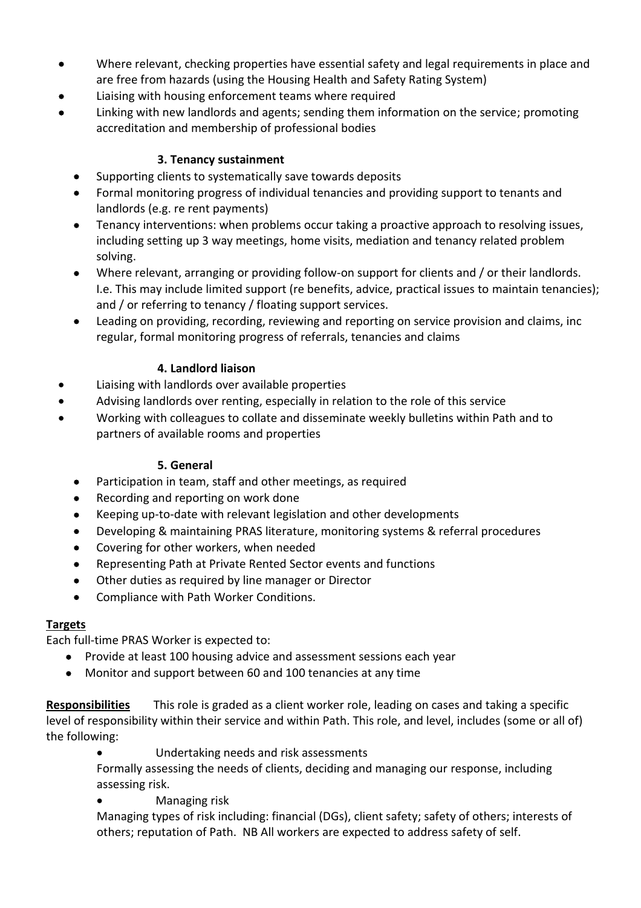- Where relevant, checking properties have essential safety and legal requirements in place and are free from hazards (using the Housing Health and Safety Rating System)
- Liaising with housing enforcement teams where required
- Linking with new landlords and agents; sending them information on the service; promoting accreditation and membership of professional bodies

**3. Tenancy sustainment**

- Supporting clients to systematically save towards deposits
- Formal monitoring progress of individual tenancies and providing support to tenants and landlords (e.g. re rent payments)
- Tenancy interventions: when problems occur taking a proactive approach to resolving issues, including setting up 3 way meetings, home visits, mediation and tenancy related problem solving.
- Where relevant, arranging or providing follow-on support for clients and / or their landlords. I.e. This may include limited support (re benefits, advice, practical issues to maintain tenancies); and / or referring to tenancy / floating support services.
- Leading on providing, recording, reviewing and reporting on service provision and claims, inc regular, formal monitoring progress of referrals, tenancies and claims

**4. Landlord liaison**

- Liaising with landlords over available properties
- Advising landlords over renting, especially in relation to the role of this service
- Working with colleagues to collate and disseminate weekly bulletins within Path and to partners of available rooms and properties

**5. General**

- Participation in team, staff and other meetings, as required
- Recording and reporting on work done
- Keeping up-to-date with relevant legislation and other developments
- Developing & maintaining PRAS literature, monitoring systems & referral procedures
- Covering for other workers, when needed
- Representing Path at Private Rented Sector events and functions
- Other duties as required by line manager or Director
- Compliance with Path Worker Conditions.

**<u>Targets</u>**

Each full-time PRAS Worker is expected to:

- Provide at least 100 housing advice and assessment sessions each year
- Monitor and support between 60 and 100 tenancies at any time

**<u>Responsibilities</u>** This role is graded as a client worker role, leading on cases and taking a specific level of responsibility within their service and within Path. This role, and level, includes (some or all of) the following:

- Undertaking needs and risk assessments

  Formally assessing the needs of clients, deciding and managing our response, including assessing risk.

- Managing risk

  Managing types of risk including: financial (DGs), client safety; safety of others; interests of others; reputation of Path. NB All workers are expected to address safety of self.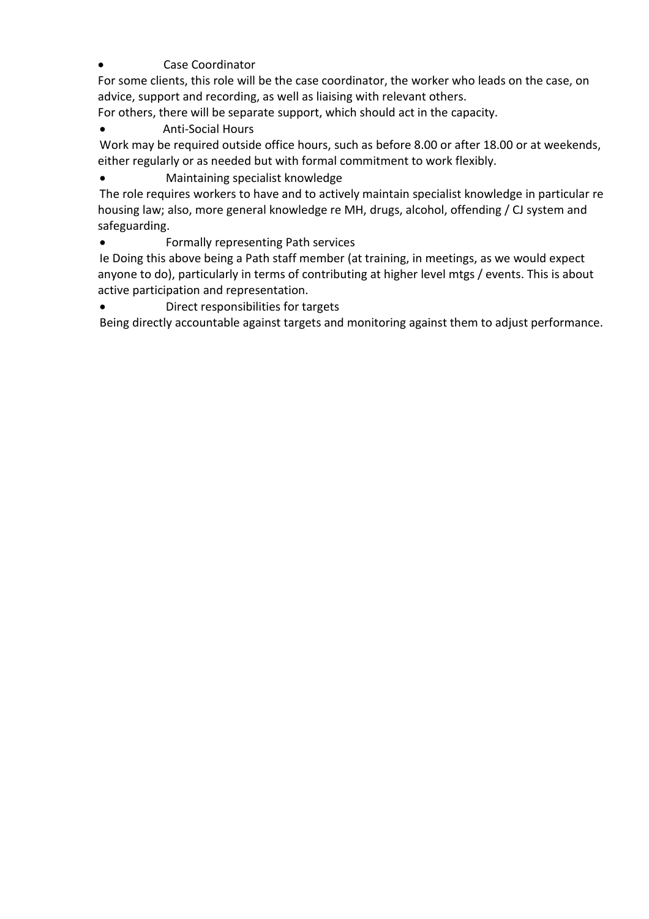- Case Coordinator

For some clients, this role will be the case coordinator, the worker who leads on the case, on advice, support and recording, as well as liaising with relevant others.

For others, there will be separate support, which should act in the capacity.

- Anti-Social Hours

Work may be required outside office hours, such as before 8.00 or after 18.00 or at weekends, either regularly or as needed but with formal commitment to work flexibly.

- Maintaining specialist knowledge

The role requires workers to have and to actively maintain specialist knowledge in particular re housing law; also, more general knowledge re MH, drugs, alcohol, offending / CJ system and safeguarding.

- Formally representing Path services

Ie Doing this above being a Path staff member (at training, in meetings, as we would expect anyone to do), particularly in terms of contributing at higher level mtgs / events. This is about active participation and representation.

- Direct responsibilities for targets

Being directly accountable against targets and monitoring against them to adjust performance.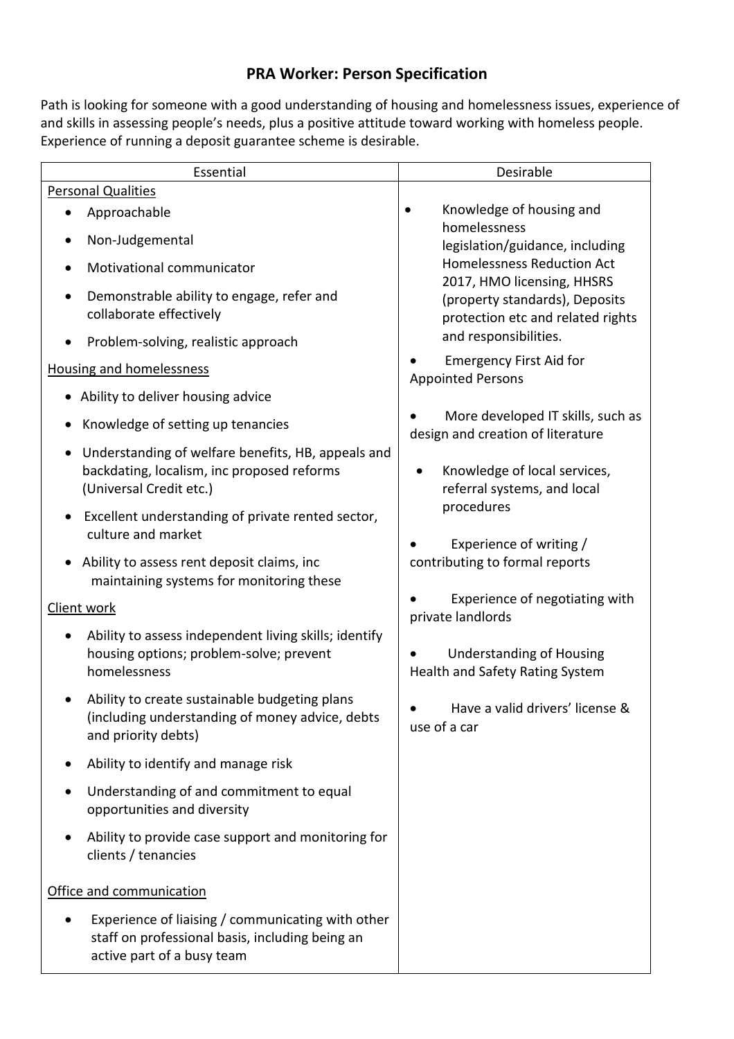# PRA Worker: Person Specification

Path is looking for someone with a good understanding of housing and homelessness issues, experience of and skills in assessing people's needs, plus a positive attitude toward working with homeless people. Experience of running a deposit guarantee scheme is desirable.

| Essential | Desirable |
|---|---|
| <u>Personal Qualities</u><br>• Approachable<br>• Non-Judgemental<br>• Motivational communicator<br>• Demonstrable ability to engage, refer and collaborate effectively<br>• Problem-solving, realistic approach<br><u>Housing and homelessness</u><br>• Ability to deliver housing advice<br>• Knowledge of setting up tenancies<br>• Understanding of welfare benefits, HB, appeals and backdating, localism, inc proposed reforms (Universal Credit etc.)<br>• Excellent understanding of private rented sector, culture and market<br>• Ability to assess rent deposit claims, inc maintaining systems for monitoring these<br><u>Client work</u><br>• Ability to assess independent living skills; identify housing options; problem-solve; prevent homelessness<br>• Ability to create sustainable budgeting plans (including understanding of money advice, debts and priority debts)<br>• Ability to identify and manage risk<br>• Understanding of and commitment to equal opportunities and diversity<br>• Ability to provide case support and monitoring for clients / tenancies<br><u>Office and communication</u><br>• Experience of liaising / communicating with other staff on professional basis, including being an active part of a busy team | • Knowledge of housing and homelessness legislation/guidance, including Homelessness Reduction Act 2017, HMO licensing, HHSRS (property standards), Deposits protection etc and related rights and responsibilities.<br>• Emergency First Aid for Appointed Persons<br>• More developed IT skills, such as design and creation of literature<br>• Knowledge of local services, referral systems, and local procedures<br>• Experience of writing / contributing to formal reports<br>• Experience of negotiating with private landlords<br>• Understanding of Housing Health and Safety Rating System<br>• Have a valid drivers' license & use of a car |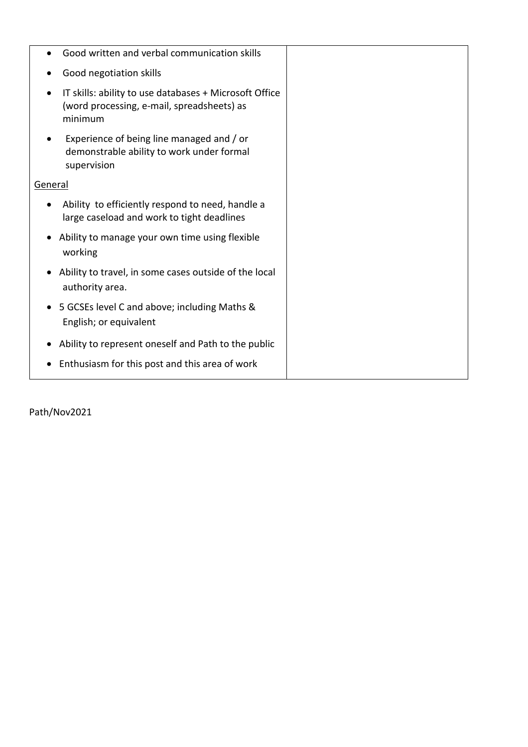| | |
|---|---|
| • Good written and verbal communication skills<br>• Good negotiation skills<br>• IT skills: ability to use databases + Microsoft Office (word processing, e-mail, spreadsheets) as minimum<br>• Experience of being line managed and / or demonstrable ability to work under formal supervision<br><br>General<br><br>• Ability to efficiently respond to need, handle a large caseload and work to tight deadlines<br>• Ability to manage your own time using flexible working<br>• Ability to travel, in some cases outside of the local authority area.<br>• 5 GCSEs level C and above; including Maths & English; or equivalent<br>• Ability to represent oneself and Path to the public<br>• Enthusiasm for this post and this area of work | |

Path/Nov2021